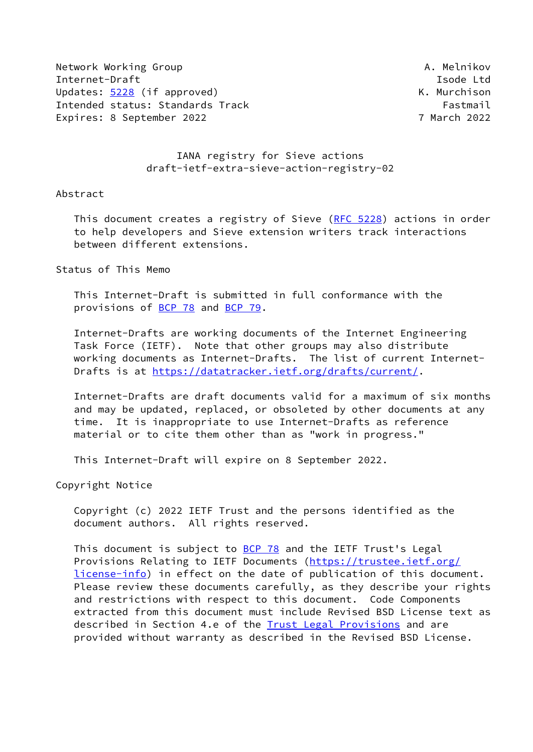Network Working Group  A. Melnikov
Internet-Draft  Isode Ltd
Updates: 5228 (if approved)  K. Murchison
Intended status: Standards Track  Fastmail
Expires: 8 September 2022  7 March 2022

# IANA registry for Sieve actions
draft-ietf-extra-sieve-action-registry-02

## Abstract

This document creates a registry of Sieve (RFC 5228) actions in order to help developers and Sieve extension writers track interactions between different extensions.

## Status of This Memo

This Internet-Draft is submitted in full conformance with the provisions of BCP 78 and BCP 79.

Internet-Drafts are working documents of the Internet Engineering Task Force (IETF). Note that other groups may also distribute working documents as Internet-Drafts. The list of current Internet-Drafts is at https://datatracker.ietf.org/drafts/current/.

Internet-Drafts are draft documents valid for a maximum of six months and may be updated, replaced, or obsoleted by other documents at any time. It is inappropriate to use Internet-Drafts as reference material or to cite them other than as "work in progress."

This Internet-Draft will expire on 8 September 2022.

## Copyright Notice

Copyright (c) 2022 IETF Trust and the persons identified as the document authors. All rights reserved.

This document is subject to BCP 78 and the IETF Trust's Legal Provisions Relating to IETF Documents (https://trustee.ietf.org/license-info) in effect on the date of publication of this document. Please review these documents carefully, as they describe your rights and restrictions with respect to this document. Code Components extracted from this document must include Revised BSD License text as described in Section 4.e of the Trust Legal Provisions and are provided without warranty as described in the Revised BSD License.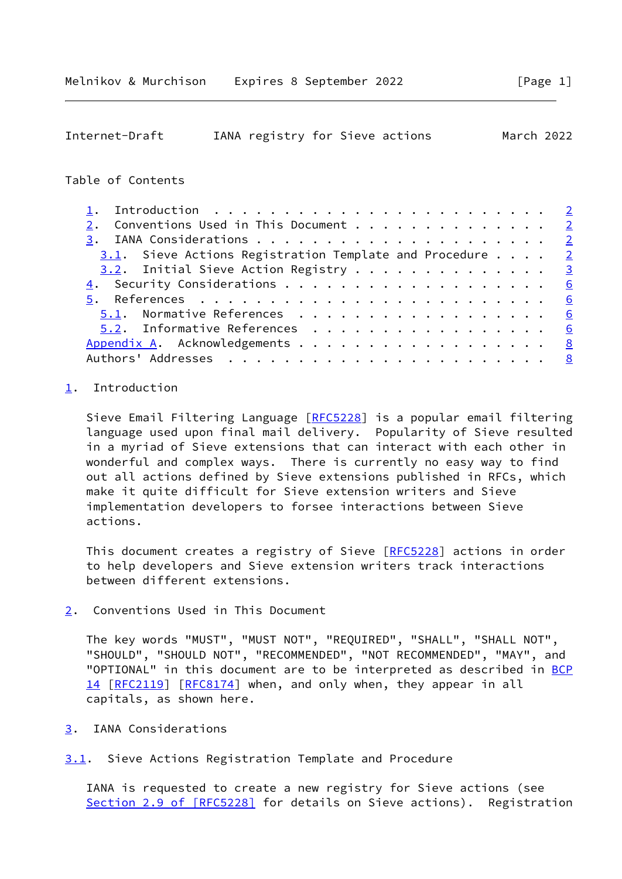Table of Contents

- 1. Introduction . . . . . . . . . . . . . . . . . . . . . . . . 2
- 2. Conventions Used in This Document . . . . . . . . . . . . . . 2
- 3. IANA Considerations . . . . . . . . . . . . . . . . . . . . . 2
  - 3.1. Sieve Actions Registration Template and Procedure . . . . 2
  - 3.2. Initial Sieve Action Registry . . . . . . . . . . . . . . 3
- 4. Security Considerations . . . . . . . . . . . . . . . . . . . 6
- 5. References . . . . . . . . . . . . . . . . . . . . . . . . . 6
  - 5.1. Normative References . . . . . . . . . . . . . . . . . . 6
  - 5.2. Informative References . . . . . . . . . . . . . . . . . 6
- Appendix A. Acknowledgements . . . . . . . . . . . . . . . . . . 8
- Authors' Addresses . . . . . . . . . . . . . . . . . . . . . . . 8

## 1. Introduction

Sieve Email Filtering Language [RFC5228] is a popular email filtering language used upon final mail delivery. Popularity of Sieve resulted in a myriad of Sieve extensions that can interact with each other in wonderful and complex ways. There is currently no easy way to find out all actions defined by Sieve extensions published in RFCs, which make it quite difficult for Sieve extension writers and Sieve implementation developers to forsee interactions between Sieve actions.

This document creates a registry of Sieve [RFC5228] actions in order to help developers and Sieve extension writers track interactions between different extensions.

## 2. Conventions Used in This Document

The key words "MUST", "MUST NOT", "REQUIRED", "SHALL", "SHALL NOT", "SHOULD", "SHOULD NOT", "RECOMMENDED", "NOT RECOMMENDED", "MAY", and "OPTIONAL" in this document are to be interpreted as described in BCP 14 [RFC2119] [RFC8174] when, and only when, they appear in all capitals, as shown here.

## 3. IANA Considerations

### 3.1. Sieve Actions Registration Template and Procedure

IANA is requested to create a new registry for Sieve actions (see Section 2.9 of [RFC5228] for details on Sieve actions). Registration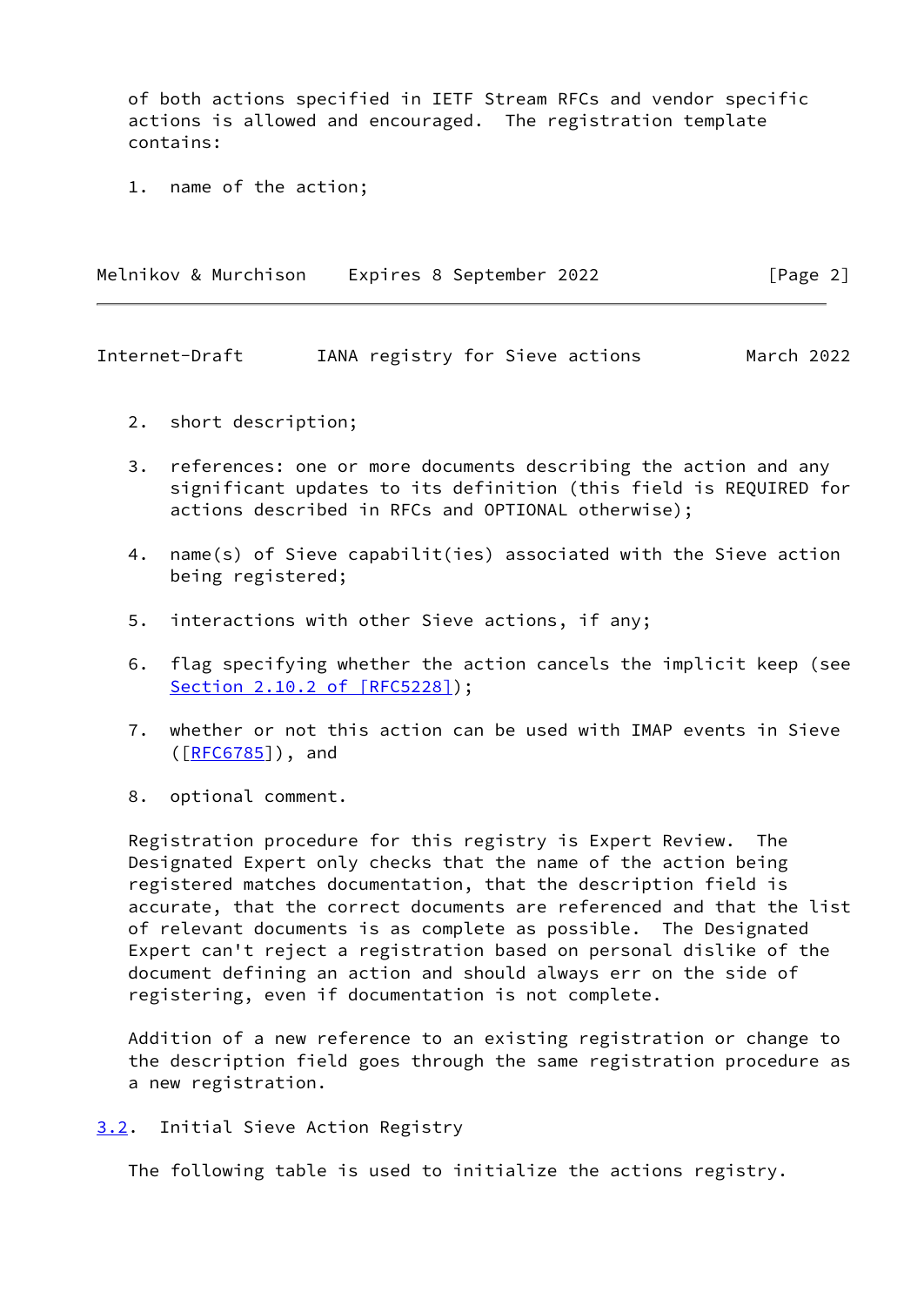of both actions specified in IETF Stream RFCs and vendor specific actions is allowed and encouraged. The registration template contains:

1. name of the action;
2. short description;
3. references: one or more documents describing the action and any significant updates to its definition (this field is REQUIRED for actions described in RFCs and OPTIONAL otherwise);
4. name(s) of Sieve capabilit(ies) associated with the Sieve action being registered;
5. interactions with other Sieve actions, if any;
6. flag specifying whether the action cancels the implicit keep (see Section 2.10.2 of [RFC5228]);
7. whether or not this action can be used with IMAP events in Sieve ([RFC6785]), and
8. optional comment.

Registration procedure for this registry is Expert Review. The Designated Expert only checks that the name of the action being registered matches documentation, that the description field is accurate, that the correct documents are referenced and that the list of relevant documents is as complete as possible. The Designated Expert can't reject a registration based on personal dislike of the document defining an action and should always err on the side of registering, even if documentation is not complete.

Addition of a new reference to an existing registration or change to the description field goes through the same registration procedure as a new registration.

## 3.2. Initial Sieve Action Registry

The following table is used to initialize the actions registry.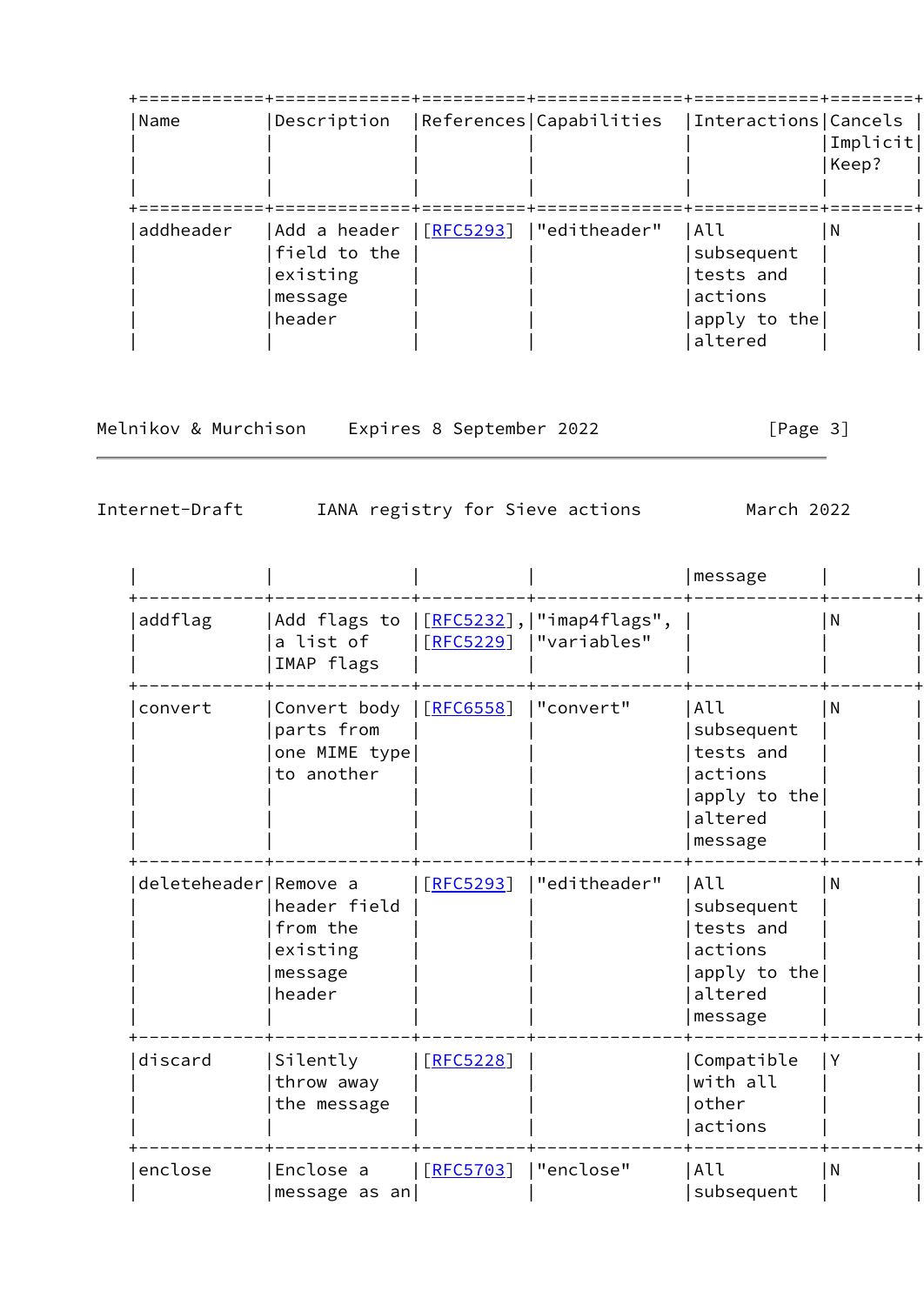| Name | Description | References | Capabilities | Interactions | Cancels Implicit Keep? |
| --- | --- | --- | --- | --- | --- |
| addheader | Add a header field to the existing message header | [RFC5293] | "editheader" | All subsequent tests and actions apply to the altered message | N |
| addflag | Add flags to a list of IMAP flags | [RFC5232], [RFC5229] | "imap4flags", "variables" | | N |
| convert | Convert body parts from one MIME type to another | [RFC6558] | "convert" | All subsequent tests and actions apply to the altered message | N |
| deleteheader | Remove a header field from the existing message header | [RFC5293] | "editheader" | All subsequent tests and actions apply to the altered message | N |
| discard | Silently throw away the message | [RFC5228] | | Compatible with all other actions | Y |
| enclose | Enclose a message as an | [RFC5703] | "enclose" | All subsequent | N |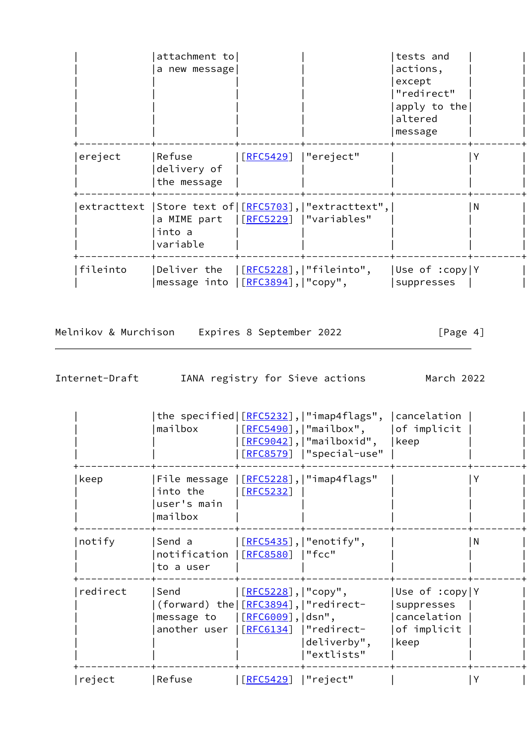| | attachment to a new message | | | tests and actions, except "redirect" apply to the altered message | |
|---|---|---|---|---|---|
| ereject | Refuse delivery of the message | [RFC5429] | "ereject" | | Y |
| extracttext | Store text of a MIME part into a variable | [RFC5703], [RFC5229] | "extracttext", "variables" | | N |
| fileinto | Deliver the message into the specified mailbox | [RFC5228], [RFC3894], [RFC5232], [RFC5490], [RFC9042], [RFC8579] | "fileinto", "copy", "imap4flags", "mailbox", "mailboxid", "special-use" | Use of :copy suppresses cancelation of implicit keep | Y |
| keep | File message into the user's main mailbox | [RFC5228], [RFC5232] | "imap4flags" | | Y |
| notify | Send a notification to a user | [RFC5435], [RFC8580] | "enotify", "fcc" | | N |
| redirect | Send (forward) the message to another user | [RFC5228], [RFC3894], [RFC6009], [RFC6134] | "copy", "redirect-dsn", "redirect-deliverby", "extlists" | Use of :copy suppresses cancelation of implicit keep | Y |
| reject | Refuse | [RFC5429] | "reject" | | Y |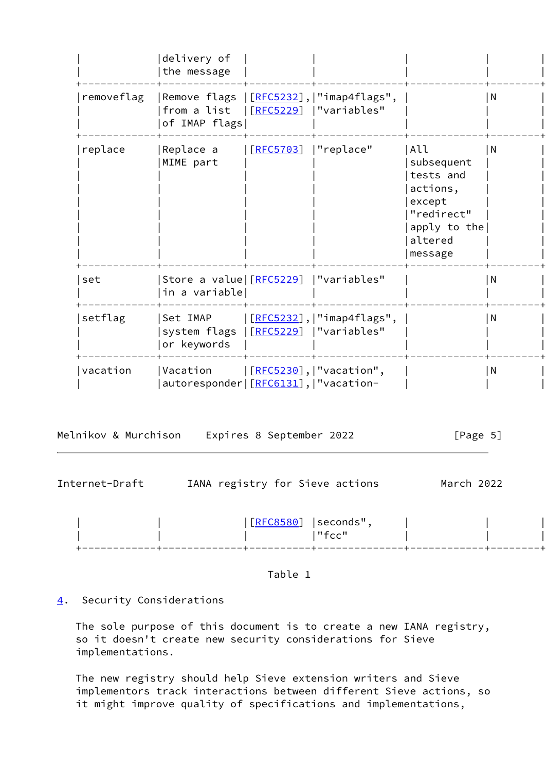| | delivery of the message | | | | |
|---|---|---|---|---|---|
| removeflag | Remove flags from a list of IMAP flags | [RFC5232], [RFC5229] | "imap4flags", "variables" | | N |
| replace | Replace a MIME part | [RFC5703] | "replace" | All subsequent tests and actions, except "redirect" apply to the altered message | N |
| set | Store a value in a variable | [RFC5229] | "variables" | | N |
| setflag | Set IMAP system flags or keywords | [RFC5232], [RFC5229] | "imap4flags", "variables" | | N |
| vacation | Vacation autoresponder | [RFC5230], [RFC6131], [RFC8580] | "vacation", "vacation-seconds", "fcc" | | N |

Table 1

## 4. Security Considerations

The sole purpose of this document is to create a new IANA registry, so it doesn't create new security considerations for Sieve implementations.

The new registry should help Sieve extension writers and Sieve implementors track interactions between different Sieve actions, so it might improve quality of specifications and implementations,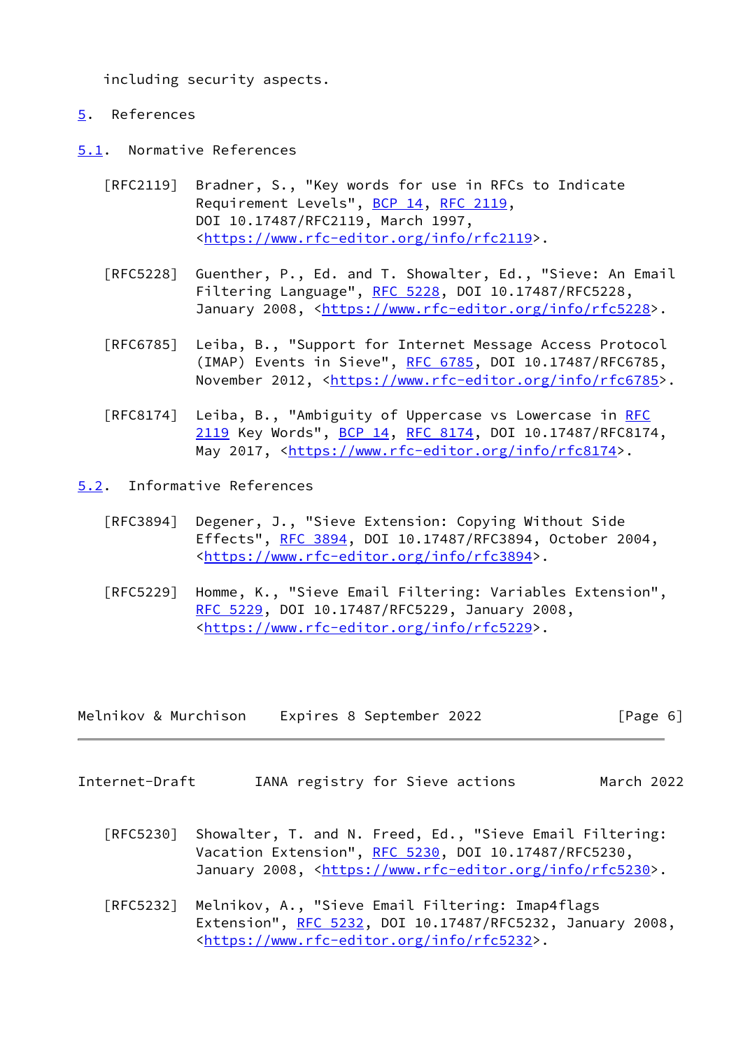including security aspects.

# 5. References

## 5.1. Normative References

[RFC2119] Bradner, S., "Key words for use in RFCs to Indicate Requirement Levels", BCP 14, RFC 2119, DOI 10.17487/RFC2119, March 1997, <https://www.rfc-editor.org/info/rfc2119>.

[RFC5228] Guenther, P., Ed. and T. Showalter, Ed., "Sieve: An Email Filtering Language", RFC 5228, DOI 10.17487/RFC5228, January 2008, <https://www.rfc-editor.org/info/rfc5228>.

[RFC6785] Leiba, B., "Support for Internet Message Access Protocol (IMAP) Events in Sieve", RFC 6785, DOI 10.17487/RFC6785, November 2012, <https://www.rfc-editor.org/info/rfc6785>.

[RFC8174] Leiba, B., "Ambiguity of Uppercase vs Lowercase in RFC 2119 Key Words", BCP 14, RFC 8174, DOI 10.17487/RFC8174, May 2017, <https://www.rfc-editor.org/info/rfc8174>.

## 5.2. Informative References

[RFC3894] Degener, J., "Sieve Extension: Copying Without Side Effects", RFC 3894, DOI 10.17487/RFC3894, October 2004, <https://www.rfc-editor.org/info/rfc3894>.

[RFC5229] Homme, K., "Sieve Email Filtering: Variables Extension", RFC 5229, DOI 10.17487/RFC5229, January 2008, <https://www.rfc-editor.org/info/rfc5229>.

[RFC5230] Showalter, T. and N. Freed, Ed., "Sieve Email Filtering: Vacation Extension", RFC 5230, DOI 10.17487/RFC5230, January 2008, <https://www.rfc-editor.org/info/rfc5230>.

[RFC5232] Melnikov, A., "Sieve Email Filtering: Imap4flags Extension", RFC 5232, DOI 10.17487/RFC5232, January 2008, <https://www.rfc-editor.org/info/rfc5232>.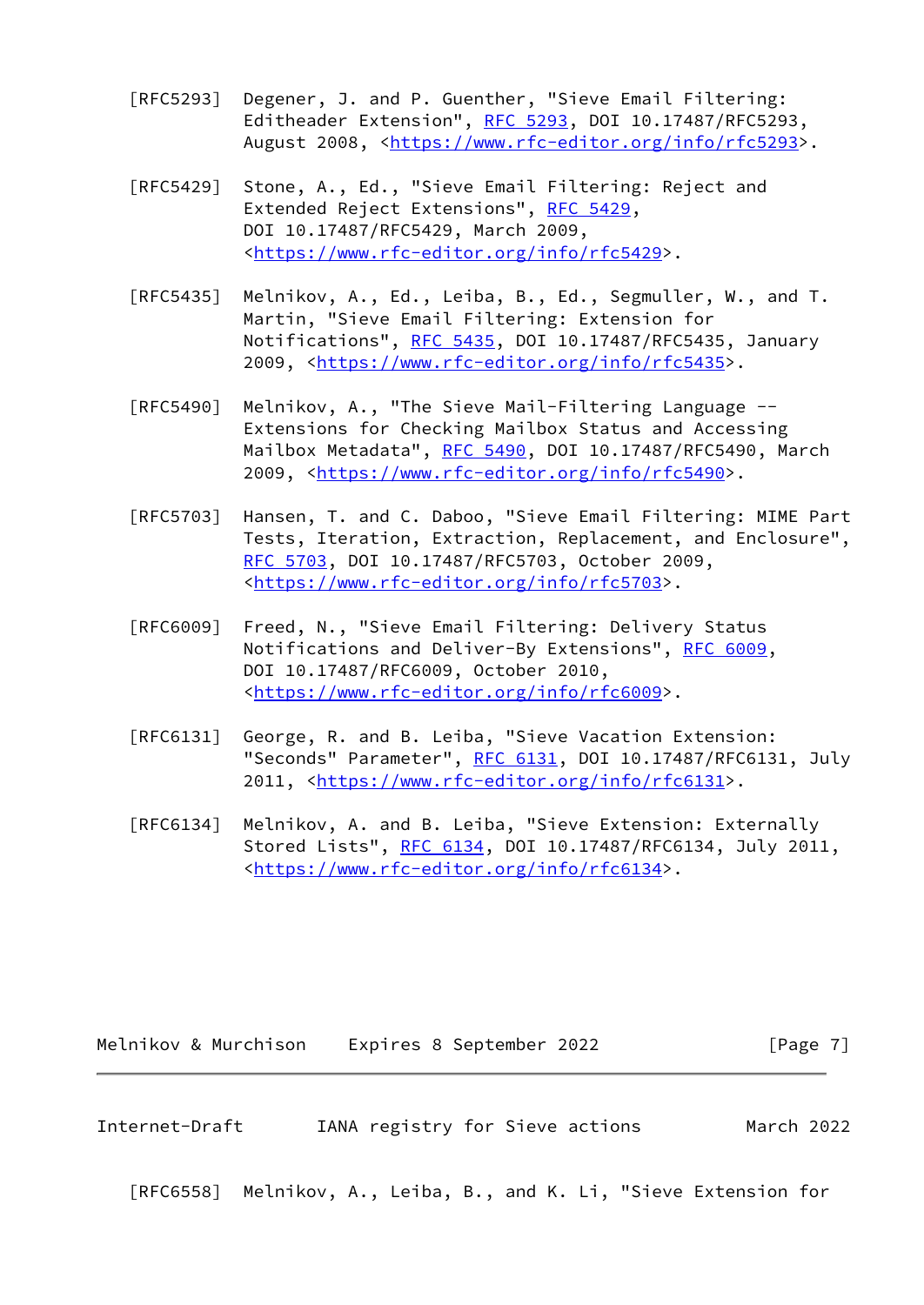[RFC5293] Degener, J. and P. Guenther, "Sieve Email Filtering: Editheader Extension", RFC 5293, DOI 10.17487/RFC5293, August 2008, <https://www.rfc-editor.org/info/rfc5293>.

[RFC5429] Stone, A., Ed., "Sieve Email Filtering: Reject and Extended Reject Extensions", RFC 5429, DOI 10.17487/RFC5429, March 2009, <https://www.rfc-editor.org/info/rfc5429>.

[RFC5435] Melnikov, A., Ed., Leiba, B., Ed., Segmuller, W., and T. Martin, "Sieve Email Filtering: Extension for Notifications", RFC 5435, DOI 10.17487/RFC5435, January 2009, <https://www.rfc-editor.org/info/rfc5435>.

[RFC5490] Melnikov, A., "The Sieve Mail-Filtering Language -- Extensions for Checking Mailbox Status and Accessing Mailbox Metadata", RFC 5490, DOI 10.17487/RFC5490, March 2009, <https://www.rfc-editor.org/info/rfc5490>.

[RFC5703] Hansen, T. and C. Daboo, "Sieve Email Filtering: MIME Part Tests, Iteration, Extraction, Replacement, and Enclosure", RFC 5703, DOI 10.17487/RFC5703, October 2009, <https://www.rfc-editor.org/info/rfc5703>.

[RFC6009] Freed, N., "Sieve Email Filtering: Delivery Status Notifications and Deliver-By Extensions", RFC 6009, DOI 10.17487/RFC6009, October 2010, <https://www.rfc-editor.org/info/rfc6009>.

[RFC6131] George, R. and B. Leiba, "Sieve Vacation Extension: "Seconds" Parameter", RFC 6131, DOI 10.17487/RFC6131, July 2011, <https://www.rfc-editor.org/info/rfc6131>.

[RFC6134] Melnikov, A. and B. Leiba, "Sieve Extension: Externally Stored Lists", RFC 6134, DOI 10.17487/RFC6134, July 2011, <https://www.rfc-editor.org/info/rfc6134>.

[RFC6558] Melnikov, A., Leiba, B., and K. Li, "Sieve Extension for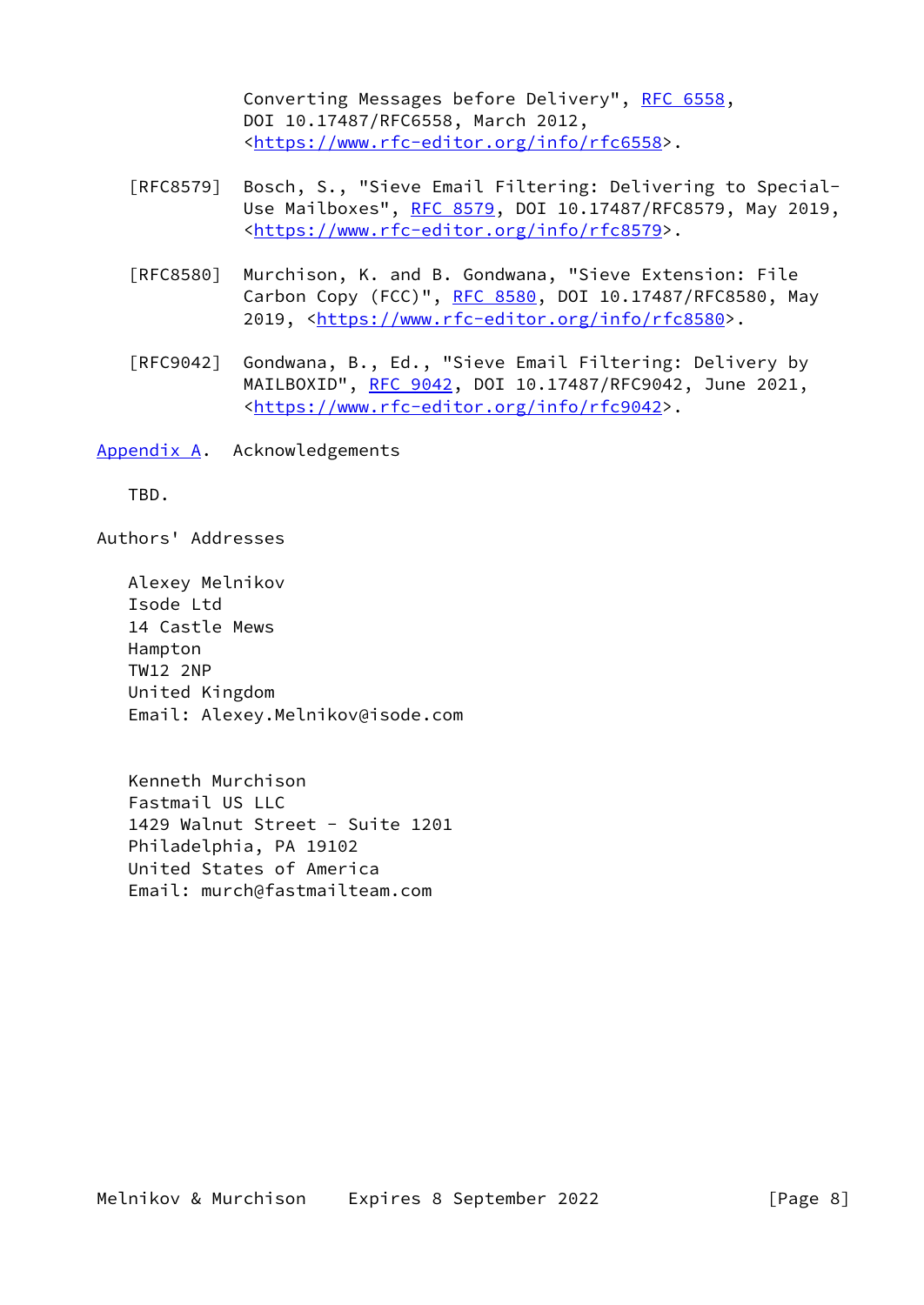Converting Messages before Delivery", RFC 6558, DOI 10.17487/RFC6558, March 2012, <https://www.rfc-editor.org/info/rfc6558>.

[RFC8579] Bosch, S., "Sieve Email Filtering: Delivering to Special-Use Mailboxes", RFC 8579, DOI 10.17487/RFC8579, May 2019, <https://www.rfc-editor.org/info/rfc8579>.

[RFC8580] Murchison, K. and B. Gondwana, "Sieve Extension: File Carbon Copy (FCC)", RFC 8580, DOI 10.17487/RFC8580, May 2019, <https://www.rfc-editor.org/info/rfc8580>.

[RFC9042] Gondwana, B., Ed., "Sieve Email Filtering: Delivery by MAILBOXID", RFC 9042, DOI 10.17487/RFC9042, June 2021, <https://www.rfc-editor.org/info/rfc9042>.

## Appendix A. Acknowledgements

TBD.

## Authors' Addresses

Alexey Melnikov
Isode Ltd
14 Castle Mews
Hampton
TW12 2NP
United Kingdom
Email: Alexey.Melnikov@isode.com

Kenneth Murchison
Fastmail US LLC
1429 Walnut Street - Suite 1201
Philadelphia, PA 19102
United States of America
Email: murch@fastmailteam.com